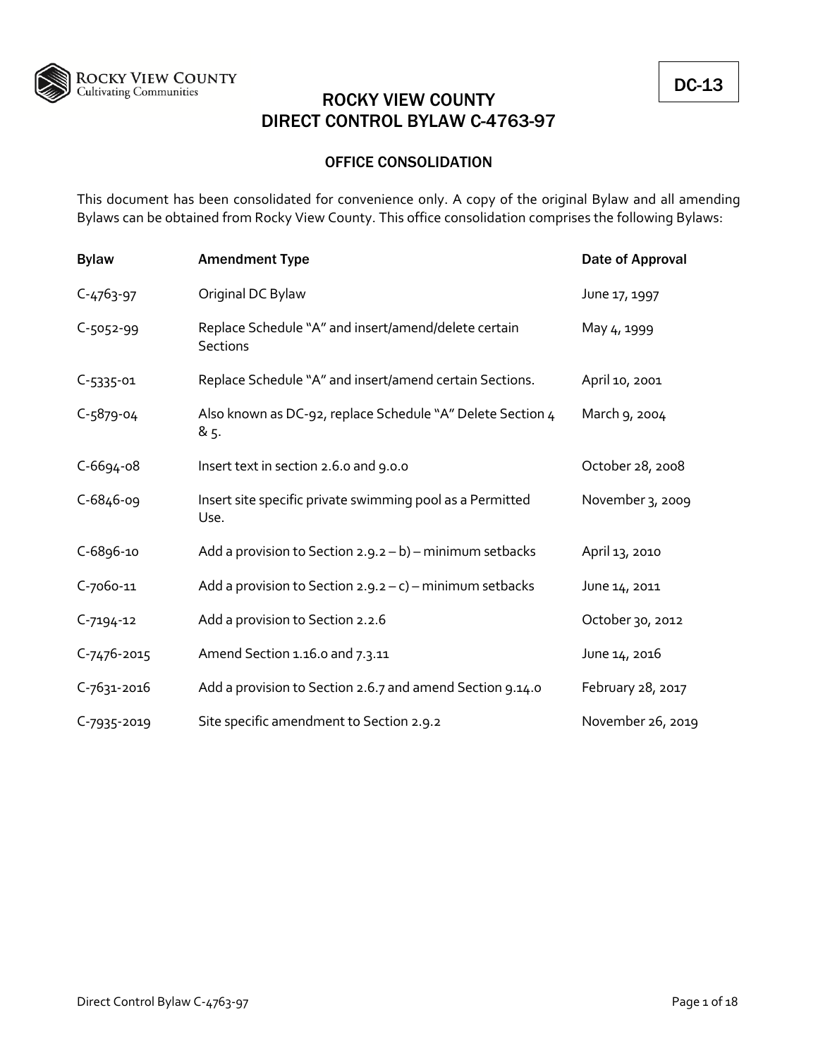DC-13

# ROCKY VIEW COUNTY
# DIRECT CONTROL BYLAW C-4763-97

## OFFICE CONSOLIDATION

This document has been consolidated for convenience only. A copy of the original Bylaw and all amending Bylaws can be obtained from Rocky View County. This office consolidation comprises the following Bylaws:

| Bylaw | Amendment Type | Date of Approval |
|---|---|---|
| C-4763-97 | Original DC Bylaw | June 17, 1997 |
| C-5052-99 | Replace Schedule "A" and insert/amend/delete certain Sections | May 4, 1999 |
| C-5335-01 | Replace Schedule "A" and insert/amend certain Sections. | April 10, 2001 |
| C-5879-04 | Also known as DC-92, replace Schedule "A" Delete Section 4 & 5. | March 9, 2004 |
| C-6694-08 | Insert text in section 2.6.0 and 9.0.0 | October 28, 2008 |
| C-6846-09 | Insert site specific private swimming pool as a Permitted Use. | November 3, 2009 |
| C-6896-10 | Add a provision to Section 2.9.2 – b) – minimum setbacks | April 13, 2010 |
| C-7060-11 | Add a provision to Section 2.9.2 – c) – minimum setbacks | June 14, 2011 |
| C-7194-12 | Add a provision to Section 2.2.6 | October 30, 2012 |
| C-7476-2015 | Amend Section 1.16.0 and 7.3.11 | June 14, 2016 |
| C-7631-2016 | Add a provision to Section 2.6.7 and amend Section 9.14.0 | February 28, 2017 |
| C-7935-2019 | Site specific amendment to Section 2.9.2 | November 26, 2019 |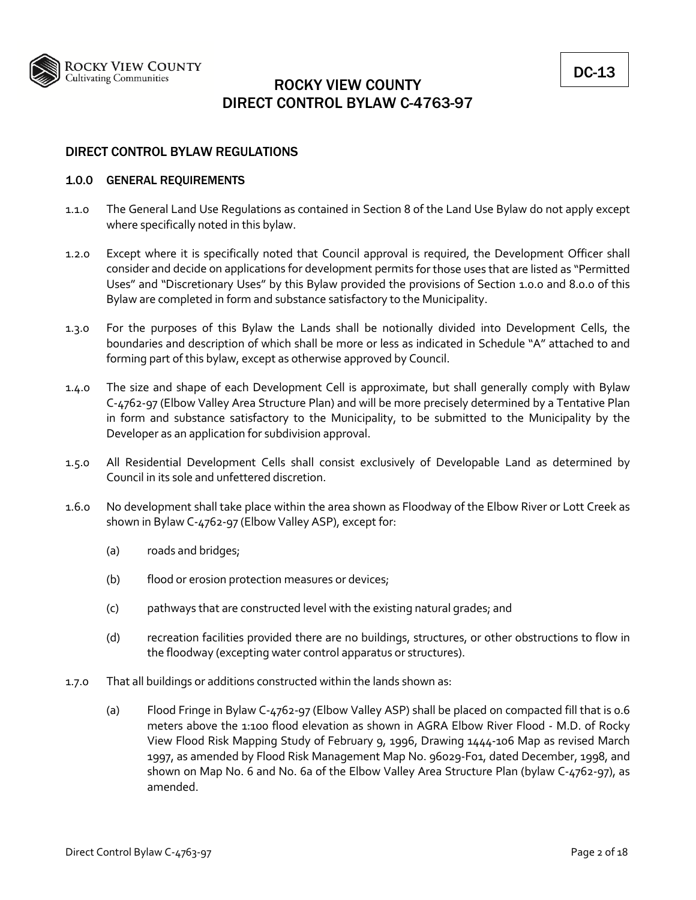DC-13

# ROCKY VIEW COUNTY
# DIRECT CONTROL BYLAW C-4763-97

## DIRECT CONTROL BYLAW REGULATIONS

### 1.0.0 GENERAL REQUIREMENTS

1.1.0 The General Land Use Regulations as contained in Section 8 of the Land Use Bylaw do not apply except where specifically noted in this bylaw.

1.2.0 Except where it is specifically noted that Council approval is required, the Development Officer shall consider and decide on applications for development permits for those uses that are listed as "Permitted Uses" and "Discretionary Uses" by this Bylaw provided the provisions of Section 1.0.0 and 8.0.0 of this Bylaw are completed in form and substance satisfactory to the Municipality.

1.3.0 For the purposes of this Bylaw the Lands shall be notionally divided into Development Cells, the boundaries and description of which shall be more or less as indicated in Schedule "A" attached to and forming part of this bylaw, except as otherwise approved by Council.

1.4.0 The size and shape of each Development Cell is approximate, but shall generally comply with Bylaw C-4762-97 (Elbow Valley Area Structure Plan) and will be more precisely determined by a Tentative Plan in form and substance satisfactory to the Municipality, to be submitted to the Municipality by the Developer as an application for subdivision approval.

1.5.0 All Residential Development Cells shall consist exclusively of Developable Land as determined by Council in its sole and unfettered discretion.

1.6.0 No development shall take place within the area shown as Floodway of the Elbow River or Lott Creek as shown in Bylaw C-4762-97 (Elbow Valley ASP), except for:

(a) roads and bridges;

(b) flood or erosion protection measures or devices;

(c) pathways that are constructed level with the existing natural grades; and

(d) recreation facilities provided there are no buildings, structures, or other obstructions to flow in the floodway (excepting water control apparatus or structures).

1.7.0 That all buildings or additions constructed within the lands shown as:

(a) Flood Fringe in Bylaw C-4762-97 (Elbow Valley ASP) shall be placed on compacted fill that is 0.6 meters above the 1:100 flood elevation as shown in AGRA Elbow River Flood - M.D. of Rocky View Flood Risk Mapping Study of February 9, 1996, Drawing 1444-106 Map as revised March 1997, as amended by Flood Risk Management Map No. 96029-F01, dated December, 1998, and shown on Map No. 6 and No. 6a of the Elbow Valley Area Structure Plan (bylaw C-4762-97), as amended.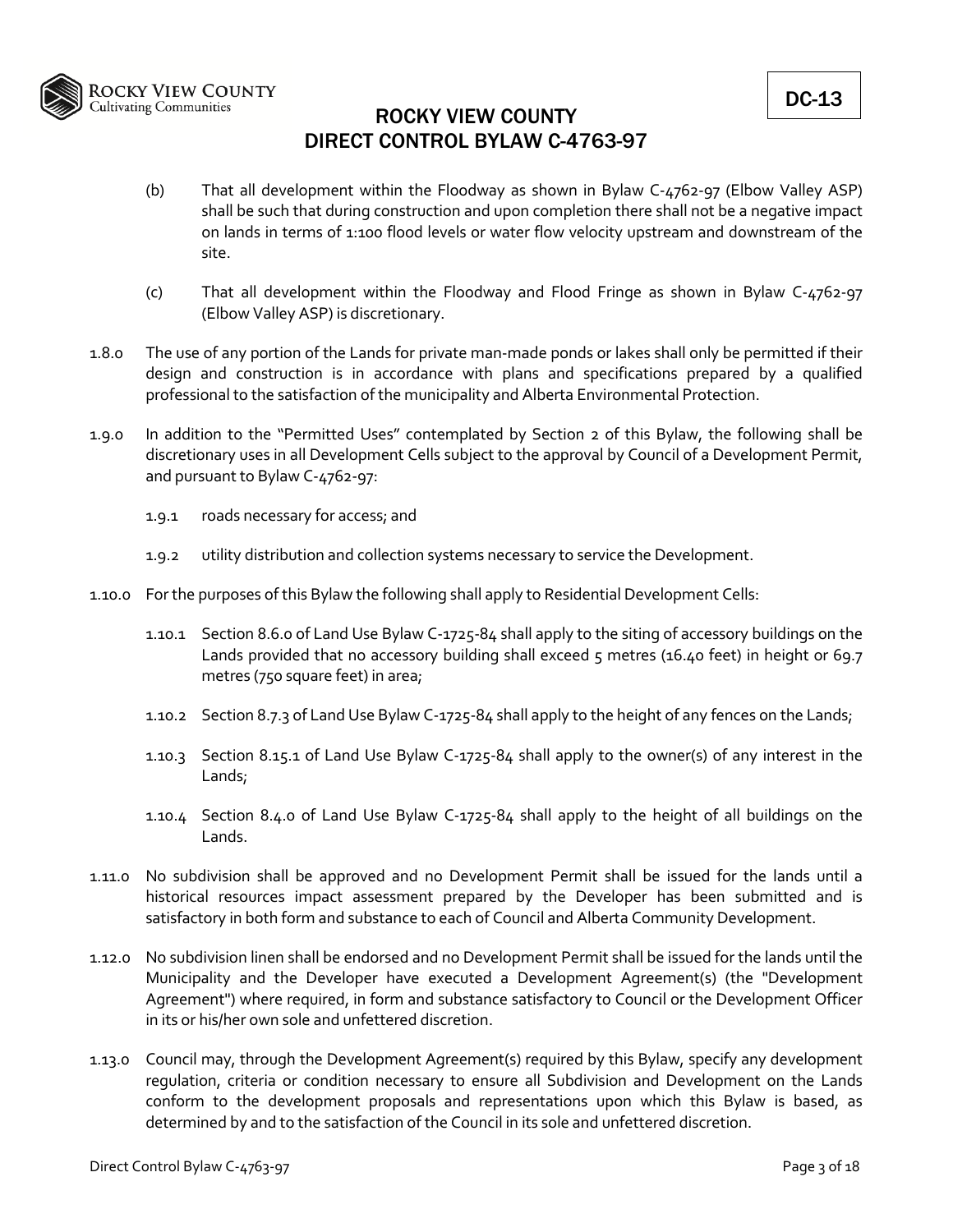(b) That all development within the Floodway as shown in Bylaw C-4762-97 (Elbow Valley ASP) shall be such that during construction and upon completion there shall not be a negative impact on lands in terms of 1:100 flood levels or water flow velocity upstream and downstream of the site.

(c) That all development within the Floodway and Flood Fringe as shown in Bylaw C-4762-97 (Elbow Valley ASP) is discretionary.

1.8.0 The use of any portion of the Lands for private man-made ponds or lakes shall only be permitted if their design and construction is in accordance with plans and specifications prepared by a qualified professional to the satisfaction of the municipality and Alberta Environmental Protection.

1.9.0 In addition to the "Permitted Uses" contemplated by Section 2 of this Bylaw, the following shall be discretionary uses in all Development Cells subject to the approval by Council of a Development Permit, and pursuant to Bylaw C-4762-97:

1.9.1 roads necessary for access; and

1.9.2 utility distribution and collection systems necessary to service the Development.

1.10.0 For the purposes of this Bylaw the following shall apply to Residential Development Cells:

1.10.1 Section 8.6.0 of Land Use Bylaw C-1725-84 shall apply to the siting of accessory buildings on the Lands provided that no accessory building shall exceed 5 metres (16.40 feet) in height or 69.7 metres (750 square feet) in area;

1.10.2 Section 8.7.3 of Land Use Bylaw C-1725-84 shall apply to the height of any fences on the Lands;

1.10.3 Section 8.15.1 of Land Use Bylaw C-1725-84 shall apply to the owner(s) of any interest in the Lands;

1.10.4 Section 8.4.0 of Land Use Bylaw C-1725-84 shall apply to the height of all buildings on the Lands.

1.11.0 No subdivision shall be approved and no Development Permit shall be issued for the lands until a historical resources impact assessment prepared by the Developer has been submitted and is satisfactory in both form and substance to each of Council and Alberta Community Development.

1.12.0 No subdivision linen shall be endorsed and no Development Permit shall be issued for the lands until the Municipality and the Developer have executed a Development Agreement(s) (the "Development Agreement") where required, in form and substance satisfactory to Council or the Development Officer in its or his/her own sole and unfettered discretion.

1.13.0 Council may, through the Development Agreement(s) required by this Bylaw, specify any development regulation, criteria or condition necessary to ensure all Subdivision and Development on the Lands conform to the development proposals and representations upon which this Bylaw is based, as determined by and to the satisfaction of the Council in its sole and unfettered discretion.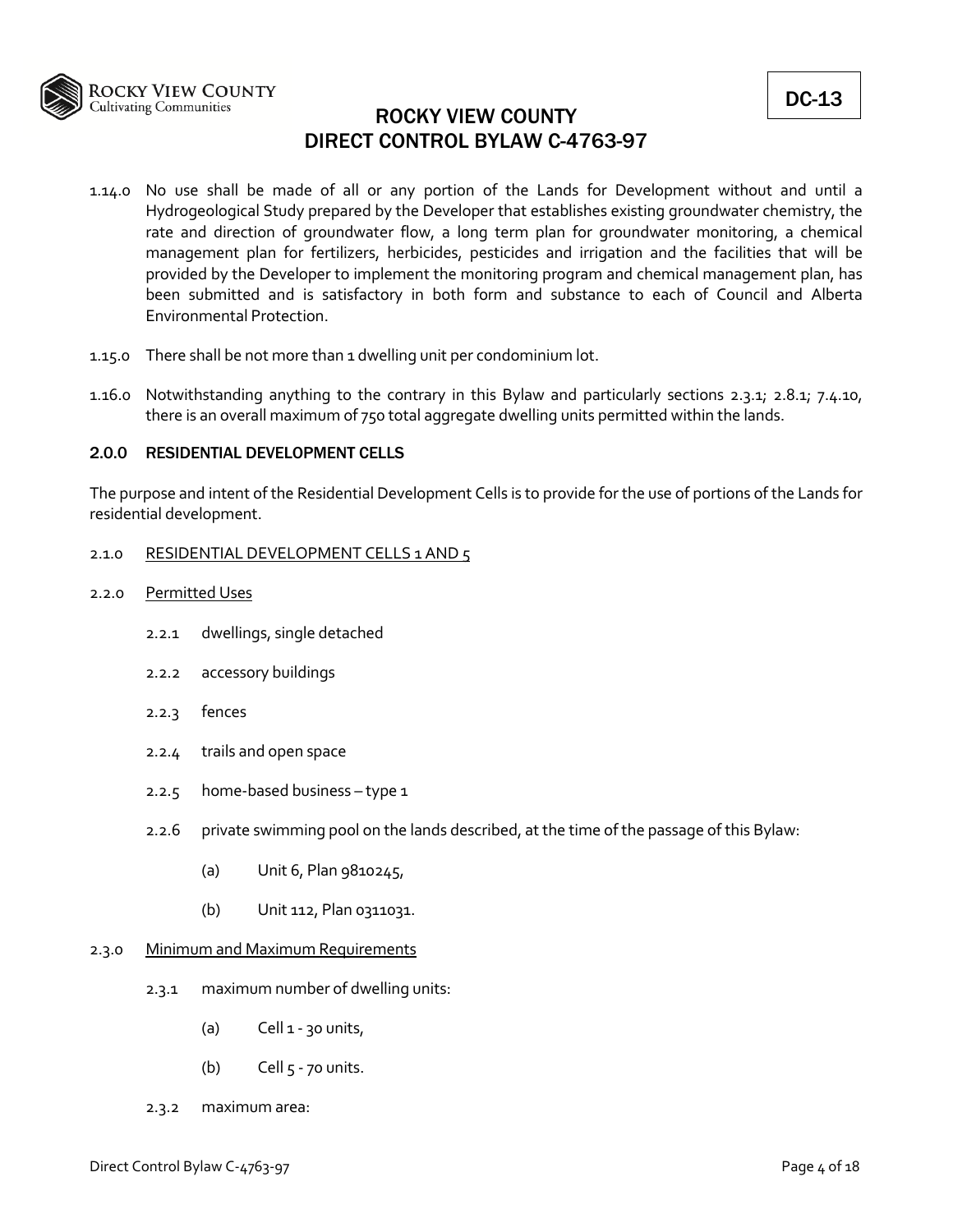1.14.0 No use shall be made of all or any portion of the Lands for Development without and until a Hydrogeological Study prepared by the Developer that establishes existing groundwater chemistry, the rate and direction of groundwater flow, a long term plan for groundwater monitoring, a chemical management plan for fertilizers, herbicides, pesticides and irrigation and the facilities that will be provided by the Developer to implement the monitoring program and chemical management plan, has been submitted and is satisfactory in both form and substance to each of Council and Alberta Environmental Protection.

1.15.0 There shall be not more than 1 dwelling unit per condominium lot.

1.16.0 Notwithstanding anything to the contrary in this Bylaw and particularly sections 2.3.1; 2.8.1; 7.4.10, there is an overall maximum of 750 total aggregate dwelling units permitted within the lands.

## 2.0.0 RESIDENTIAL DEVELOPMENT CELLS

The purpose and intent of the Residential Development Cells is to provide for the use of portions of the Lands for residential development.

2.1.0 RESIDENTIAL DEVELOPMENT CELLS 1 AND 5

2.2.0 Permitted Uses

- 2.2.1 dwellings, single detached
- 2.2.2 accessory buildings
- 2.2.3 fences
- 2.2.4 trails and open space
- 2.2.5 home-based business – type 1
- 2.2.6 private swimming pool on the lands described, at the time of the passage of this Bylaw:
  - (a) Unit 6, Plan 9810245,
  - (b) Unit 112, Plan 0311031.

2.3.0 Minimum and Maximum Requirements

- 2.3.1 maximum number of dwelling units:
  - (a) Cell 1 - 30 units,
  - (b) Cell 5 - 70 units.
- 2.3.2 maximum area: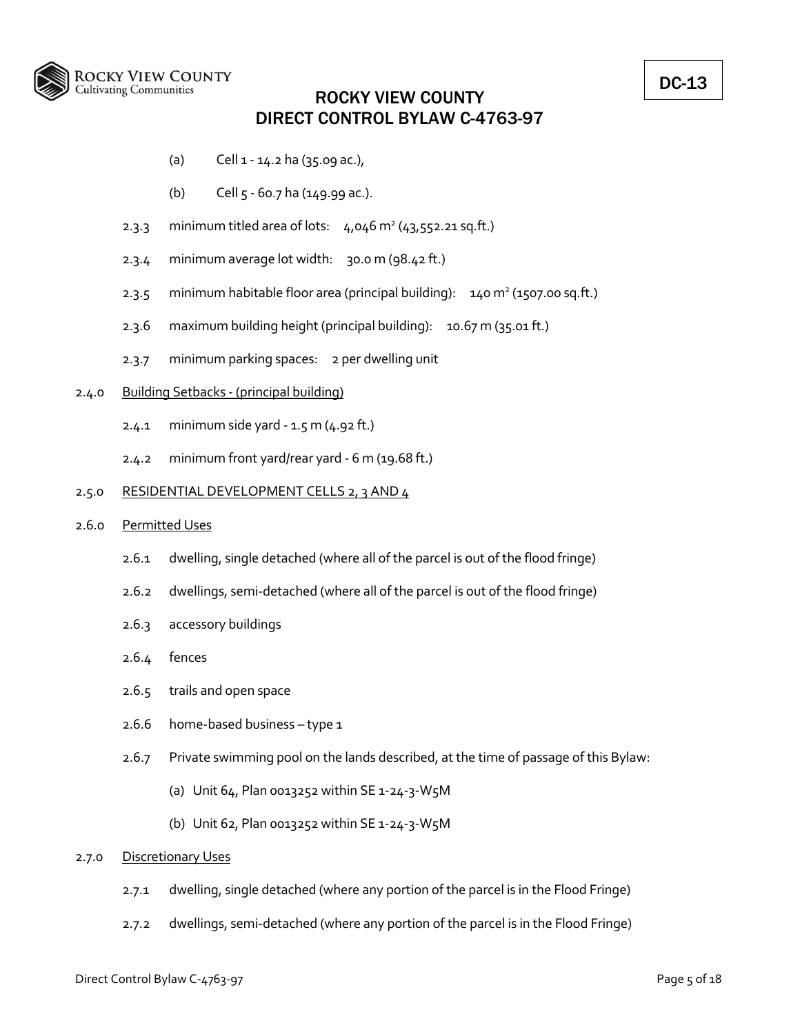(a) Cell 1 - 14.2 ha (35.09 ac.),

(b) Cell 5 - 60.7 ha (149.99 ac.).

2.3.3 minimum titled area of lots: 4,046 $m^2$ (43,552.21 sq.ft.)

2.3.4 minimum average lot width: 30.0 m (98.42 ft.)

2.3.5 minimum habitable floor area (principal building): 140 $m^2$ (1507.00 sq.ft.)

2.3.6 maximum building height (principal building): 10.67 m (35.01 ft.)

2.3.7 minimum parking spaces: 2 per dwelling unit

2.4.0 <u>Building Setbacks - (principal building)</u>

2.4.1 minimum side yard - 1.5 m (4.92 ft.)

2.4.2 minimum front yard/rear yard - 6 m (19.68 ft.)

2.5.0 <u>RESIDENTIAL DEVELOPMENT CELLS 2, 3 AND 4</u>

2.6.0 <u>Permitted Uses</u>

2.6.1 dwelling, single detached (where all of the parcel is out of the flood fringe)

2.6.2 dwellings, semi-detached (where all of the parcel is out of the flood fringe)

2.6.3 accessory buildings

2.6.4 fences

2.6.5 trails and open space

2.6.6 home-based business – type 1

2.6.7 Private swimming pool on the lands described, at the time of passage of this Bylaw:

(a) Unit 64, Plan 0013252 within SE 1-24-3-W5M

(b) Unit 62, Plan 0013252 within SE 1-24-3-W5M

2.7.0 <u>Discretionary Uses</u>

2.7.1 dwelling, single detached (where any portion of the parcel is in the Flood Fringe)

2.7.2 dwellings, semi-detached (where any portion of the parcel is in the Flood Fringe)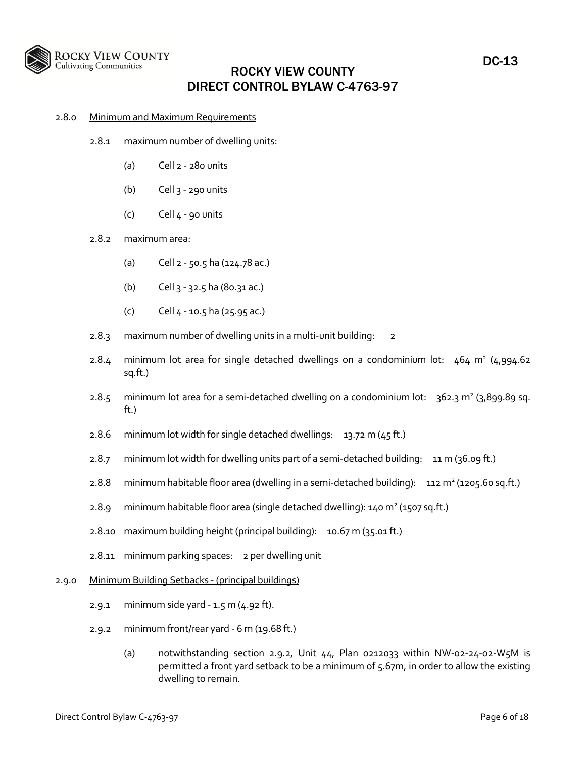2.8.0 Minimum and Maximum Requirements

2.8.1 maximum number of dwelling units:

(a) Cell 2 - 280 units

(b) Cell 3 - 290 units

(c) Cell 4 - 90 units

2.8.2 maximum area:

(a) Cell 2 - 50.5 ha (124.78 ac.)

(b) Cell 3 - 32.5 ha (80.31 ac.)

(c) Cell 4 - 10.5 ha (25.95 ac.)

2.8.3 maximum number of dwelling units in a multi-unit building: 2

2.8.4 minimum lot area for single detached dwellings on a condominium lot: 464 $m^2$ (4,994.62 sq.ft.)

2.8.5 minimum lot area for a semi-detached dwelling on a condominium lot: 362.3 $m^2$ (3,899.89 sq. ft.)

2.8.6 minimum lot width for single detached dwellings: 13.72 m (45 ft.)

2.8.7 minimum lot width for dwelling units part of a semi-detached building: 11 m (36.09 ft.)

2.8.8 minimum habitable floor area (dwelling in a semi-detached building): 112 $m^2$ (1205.60 sq.ft.)

2.8.9 minimum habitable floor area (single detached dwelling): 140 $m^2$ (1507 sq.ft.)

2.8.10 maximum building height (principal building): 10.67 m (35.01 ft.)

2.8.11 minimum parking spaces: 2 per dwelling unit

2.9.0 Minimum Building Setbacks - (principal buildings)

2.9.1 minimum side yard - 1.5 m (4.92 ft).

2.9.2 minimum front/rear yard - 6 m (19.68 ft.)

(a) notwithstanding section 2.9.2, Unit 44, Plan 0212033 within NW-02-24-02-W5M is permitted a front yard setback to be a minimum of 5.67m, in order to allow the existing dwelling to remain.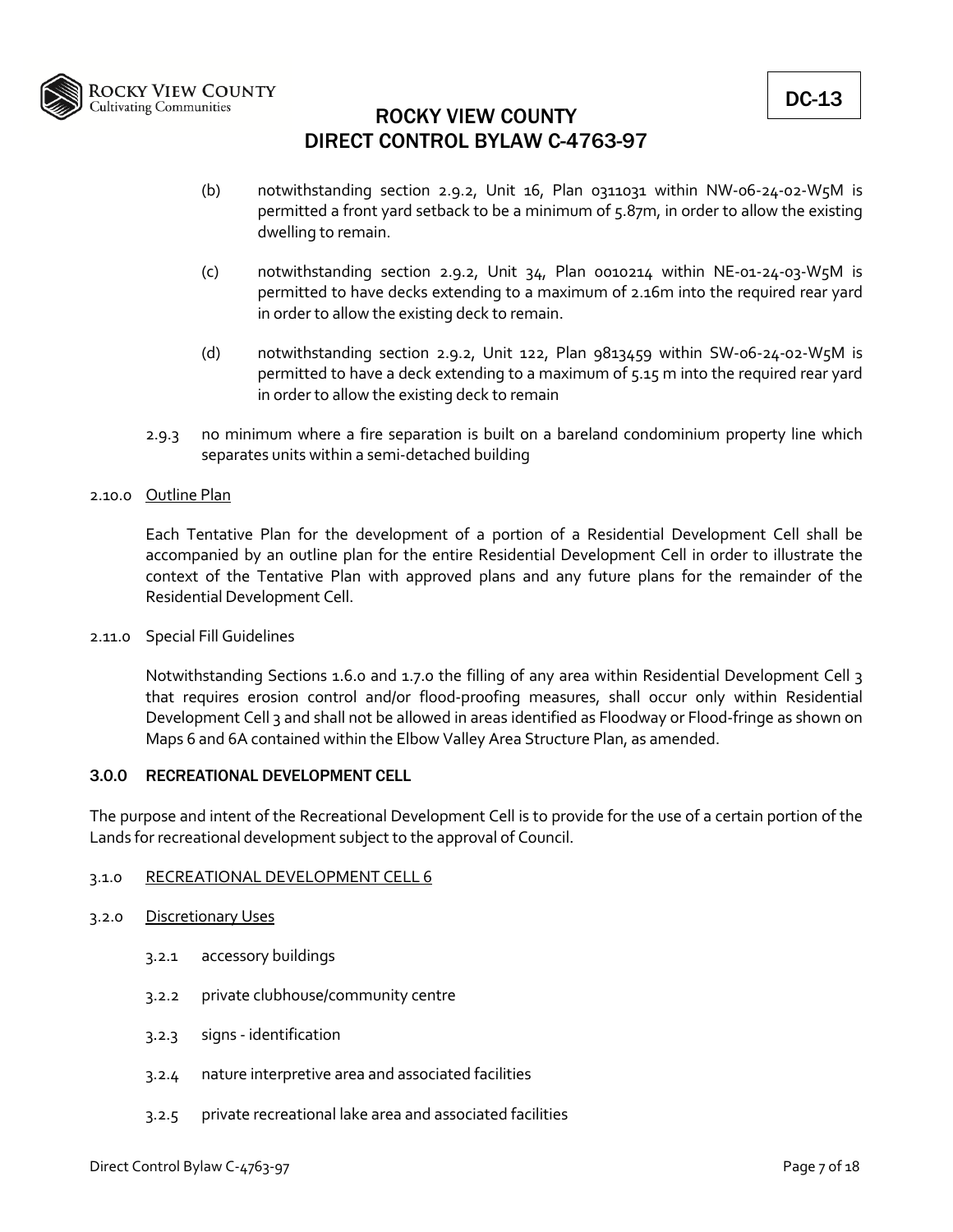(b) notwithstanding section 2.9.2, Unit 16, Plan 0311031 within NW-06-24-02-W5M is permitted a front yard setback to be a minimum of 5.87m, in order to allow the existing dwelling to remain.

(c) notwithstanding section 2.9.2, Unit 34, Plan 0010214 within NE-01-24-03-W5M is permitted to have decks extending to a maximum of 2.16m into the required rear yard in order to allow the existing deck to remain.

(d) notwithstanding section 2.9.2, Unit 122, Plan 9813459 within SW-06-24-02-W5M is permitted to have a deck extending to a maximum of 5.15 m into the required rear yard in order to allow the existing deck to remain

2.9.3 no minimum where a fire separation is built on a bareland condominium property line which separates units within a semi-detached building

2.10.0 Outline Plan

Each Tentative Plan for the development of a portion of a Residential Development Cell shall be accompanied by an outline plan for the entire Residential Development Cell in order to illustrate the context of the Tentative Plan with approved plans and any future plans for the remainder of the Residential Development Cell.

2.11.0 Special Fill Guidelines

Notwithstanding Sections 1.6.0 and 1.7.0 the filling of any area within Residential Development Cell 3 that requires erosion control and/or flood-proofing measures, shall occur only within Residential Development Cell 3 and shall not be allowed in areas identified as Floodway or Flood-fringe as shown on Maps 6 and 6A contained within the Elbow Valley Area Structure Plan, as amended.

## 3.0.0 RECREATIONAL DEVELOPMENT CELL

The purpose and intent of the Recreational Development Cell is to provide for the use of a certain portion of the Lands for recreational development subject to the approval of Council.

3.1.0 RECREATIONAL DEVELOPMENT CELL 6

3.2.0 Discretionary Uses

3.2.1 accessory buildings

3.2.2 private clubhouse/community centre

3.2.3 signs - identification

3.2.4 nature interpretive area and associated facilities

3.2.5 private recreational lake area and associated facilities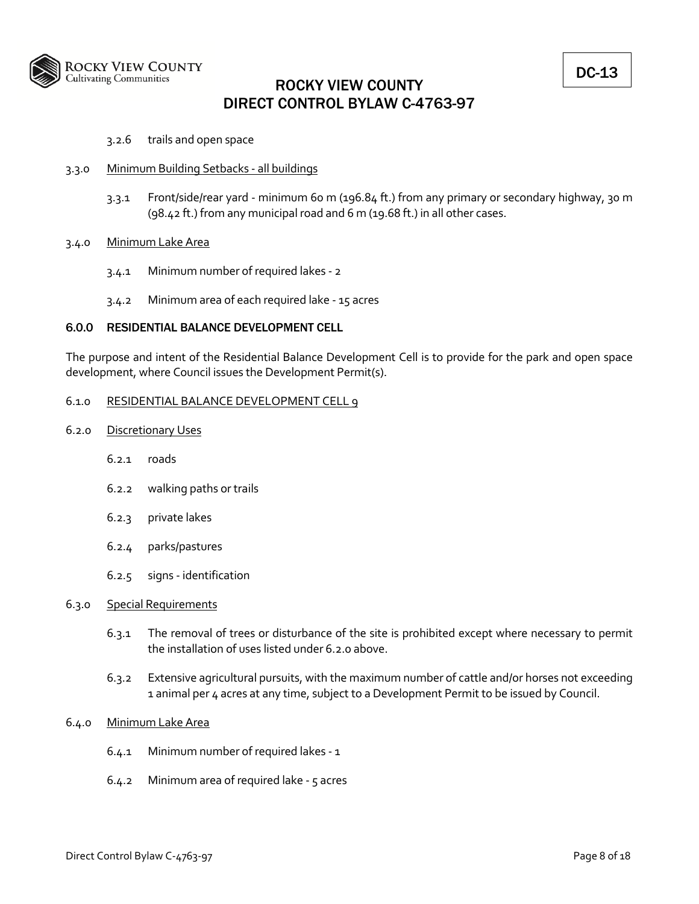3.2.6 trails and open space

3.3.0 <u>Minimum Building Setbacks - all buildings</u>

3.3.1 Front/side/rear yard - minimum 60 m (196.84 ft.) from any primary or secondary highway, 30 m (98.42 ft.) from any municipal road and 6 m (19.68 ft.) in all other cases.

3.4.0 <u>Minimum Lake Area</u>

3.4.1 Minimum number of required lakes - 2

3.4.2 Minimum area of each required lake - 15 acres

### 6.0.0 RESIDENTIAL BALANCE DEVELOPMENT CELL

The purpose and intent of the Residential Balance Development Cell is to provide for the park and open space development, where Council issues the Development Permit(s).

6.1.0 <u>RESIDENTIAL BALANCE DEVELOPMENT CELL 9</u>

6.2.0 <u>Discretionary Uses</u>

6.2.1 roads

6.2.2 walking paths or trails

6.2.3 private lakes

6.2.4 parks/pastures

6.2.5 signs - identification

6.3.0 <u>Special Requirements</u>

6.3.1 The removal of trees or disturbance of the site is prohibited except where necessary to permit the installation of uses listed under 6.2.0 above.

6.3.2 Extensive agricultural pursuits, with the maximum number of cattle and/or horses not exceeding 1 animal per 4 acres at any time, subject to a Development Permit to be issued by Council.

6.4.0 <u>Minimum Lake Area</u>

6.4.1 Minimum number of required lakes - 1

6.4.2 Minimum area of required lake - 5 acres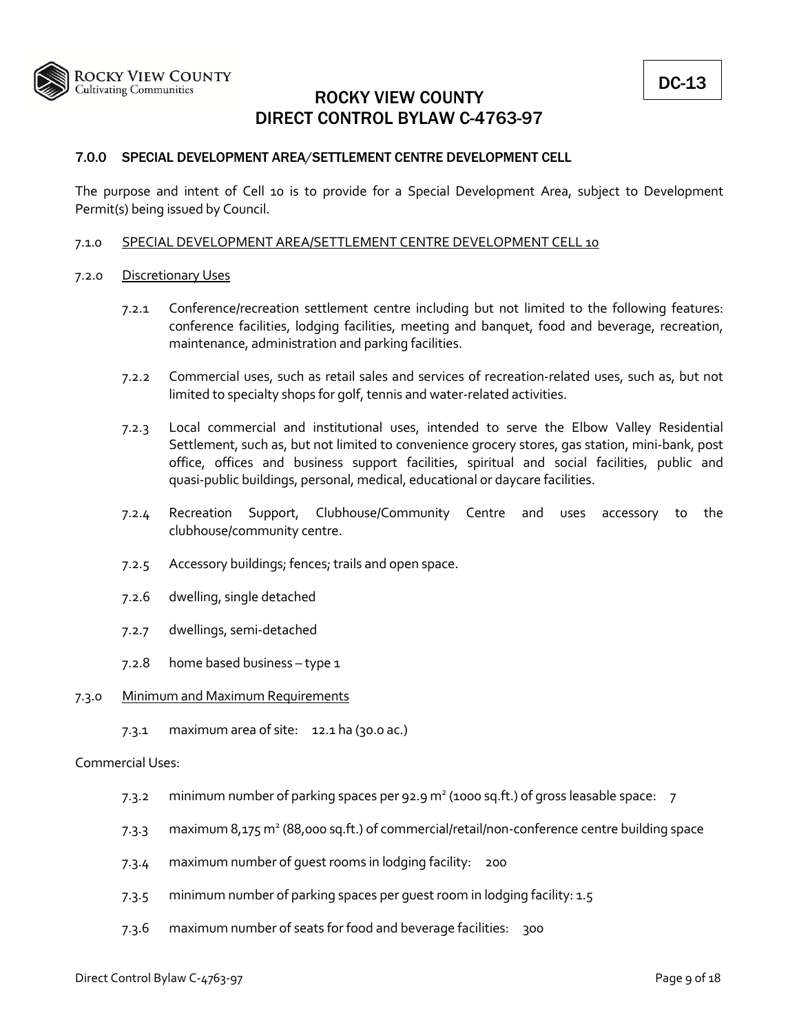DC-13

# ROCKY VIEW COUNTY
# DIRECT CONTROL BYLAW C-4763-97

## 7.0.0 SPECIAL DEVELOPMENT AREA/SETTLEMENT CENTRE DEVELOPMENT CELL

The purpose and intent of Cell 10 is to provide for a Special Development Area, subject to Development Permit(s) being issued by Council.

7.1.0 SPECIAL DEVELOPMENT AREA/SETTLEMENT CENTRE DEVELOPMENT CELL 10

7.2.0 Discretionary Uses

7.2.1 Conference/recreation settlement centre including but not limited to the following features: conference facilities, lodging facilities, meeting and banquet, food and beverage, recreation, maintenance, administration and parking facilities.

7.2.2 Commercial uses, such as retail sales and services of recreation-related uses, such as, but not limited to specialty shops for golf, tennis and water-related activities.

7.2.3 Local commercial and institutional uses, intended to serve the Elbow Valley Residential Settlement, such as, but not limited to convenience grocery stores, gas station, mini-bank, post office, offices and business support facilities, spiritual and social facilities, public and quasi-public buildings, personal, medical, educational or daycare facilities.

7.2.4 Recreation Support, Clubhouse/Community Centre and uses accessory to the clubhouse/community centre.

7.2.5 Accessory buildings; fences; trails and open space.

7.2.6 dwelling, single detached

7.2.7 dwellings, semi-detached

7.2.8 home based business – type 1

7.3.0 Minimum and Maximum Requirements

7.3.1 maximum area of site: 12.1 ha (30.0 ac.)

Commercial Uses:

7.3.2 minimum number of parking spaces per 92.9 m² (1000 sq.ft.) of gross leasable space: 7

7.3.3 maximum 8,175 m² (88,000 sq.ft.) of commercial/retail/non-conference centre building space

7.3.4 maximum number of guest rooms in lodging facility: 200

7.3.5 minimum number of parking spaces per guest room in lodging facility: 1.5

7.3.6 maximum number of seats for food and beverage facilities: 300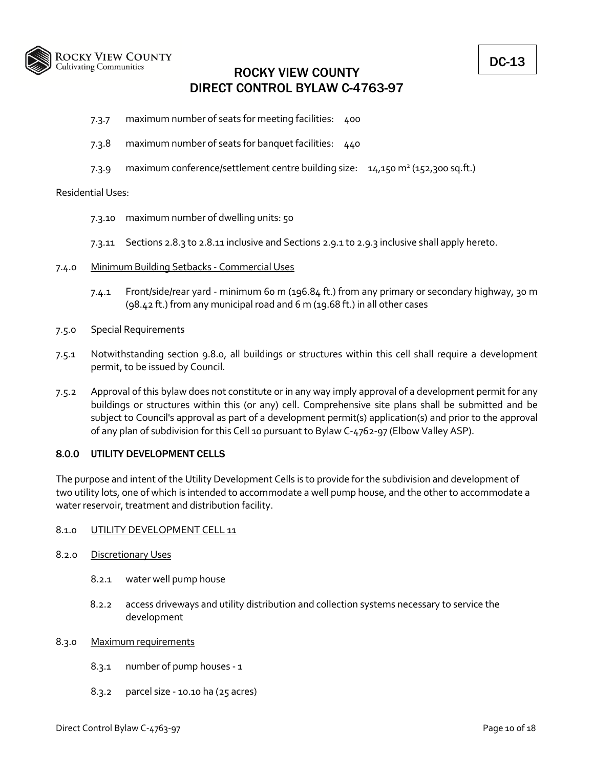7.3.7 maximum number of seats for meeting facilities: 400

7.3.8 maximum number of seats for banquet facilities: 440

7.3.9 maximum conference/settlement centre building size: 14,150 m² (152,300 sq.ft.)

Residential Uses:

7.3.10 maximum number of dwelling units: 50

7.3.11 Sections 2.8.3 to 2.8.11 inclusive and Sections 2.9.1 to 2.9.3 inclusive shall apply hereto.

7.4.0 Minimum Building Setbacks - Commercial Uses

7.4.1 Front/side/rear yard - minimum 60 m (196.84 ft.) from any primary or secondary highway, 30 m (98.42 ft.) from any municipal road and 6 m (19.68 ft.) in all other cases

7.5.0 Special Requirements

7.5.1 Notwithstanding section 9.8.0, all buildings or structures within this cell shall require a development permit, to be issued by Council.

7.5.2 Approval of this bylaw does not constitute or in any way imply approval of a development permit for any buildings or structures within this (or any) cell. Comprehensive site plans shall be submitted and be subject to Council's approval as part of a development permit(s) application(s) and prior to the approval of any plan of subdivision for this Cell 10 pursuant to Bylaw C-4762-97 (Elbow Valley ASP).

## 8.0.0 UTILITY DEVELOPMENT CELLS

The purpose and intent of the Utility Development Cells is to provide for the subdivision and development of two utility lots, one of which is intended to accommodate a well pump house, and the other to accommodate a water reservoir, treatment and distribution facility.

8.1.0 UTILITY DEVELOPMENT CELL 11

8.2.0 Discretionary Uses

8.2.1 water well pump house

8.2.2 access driveways and utility distribution and collection systems necessary to service the development

8.3.0 Maximum requirements

8.3.1 number of pump houses - 1

8.3.2 parcel size - 10.10 ha (25 acres)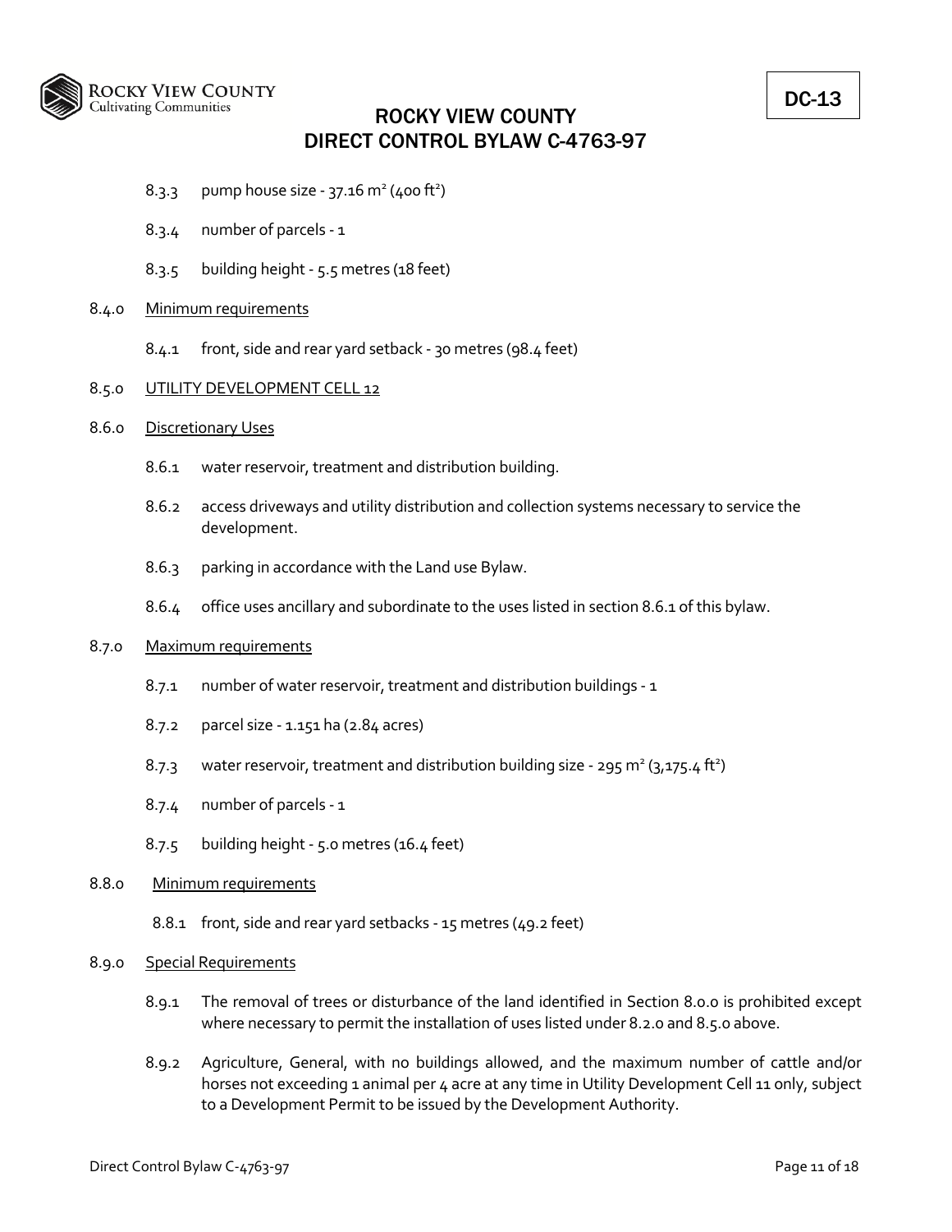8.3.3 pump house size - 37.16 $m^2$ (400 $ft^2$)

8.3.4 number of parcels - 1

8.3.5 building height - 5.5 metres (18 feet)

8.4.0 Minimum requirements

8.4.1 front, side and rear yard setback - 30 metres (98.4 feet)

8.5.0 UTILITY DEVELOPMENT CELL 12

8.6.0 Discretionary Uses

8.6.1 water reservoir, treatment and distribution building.

8.6.2 access driveways and utility distribution and collection systems necessary to service the development.

8.6.3 parking in accordance with the Land use Bylaw.

8.6.4 office uses ancillary and subordinate to the uses listed in section 8.6.1 of this bylaw.

8.7.0 Maximum requirements

8.7.1 number of water reservoir, treatment and distribution buildings - 1

8.7.2 parcel size - 1.151 ha (2.84 acres)

8.7.3 water reservoir, treatment and distribution building size - 295 $m^2$ (3,175.4 $ft^2$)

8.7.4 number of parcels - 1

8.7.5 building height - 5.0 metres (16.4 feet)

8.8.0 Minimum requirements

8.8.1 front, side and rear yard setbacks - 15 metres (49.2 feet)

8.9.0 Special Requirements

8.9.1 The removal of trees or disturbance of the land identified in Section 8.0.0 is prohibited except where necessary to permit the installation of uses listed under 8.2.0 and 8.5.0 above.

8.9.2 Agriculture, General, with no buildings allowed, and the maximum number of cattle and/or horses not exceeding 1 animal per 4 acre at any time in Utility Development Cell 11 only, subject to a Development Permit to be issued by the Development Authority.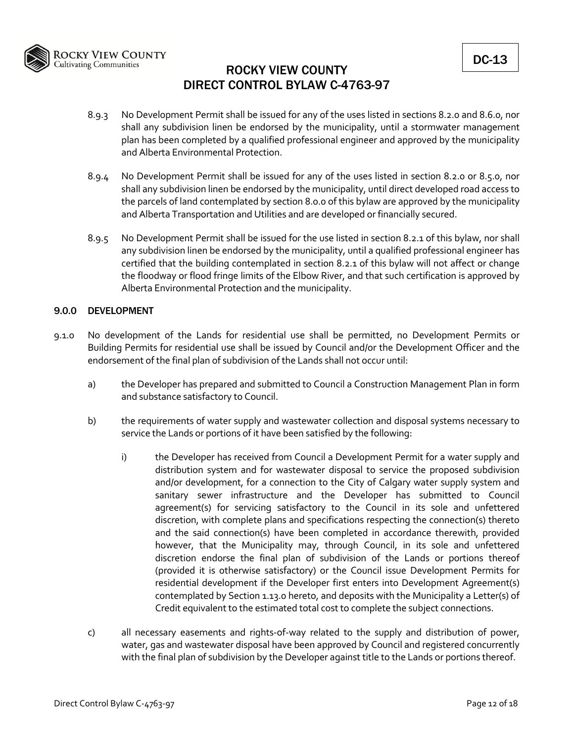8.9.3 No Development Permit shall be issued for any of the uses listed in sections 8.2.0 and 8.6.0, nor shall any subdivision linen be endorsed by the municipality, until a stormwater management plan has been completed by a qualified professional engineer and approved by the municipality and Alberta Environmental Protection.

8.9.4 No Development Permit shall be issued for any of the uses listed in section 8.2.0 or 8.5.0, nor shall any subdivision linen be endorsed by the municipality, until direct developed road access to the parcels of land contemplated by section 8.0.0 of this bylaw are approved by the municipality and Alberta Transportation and Utilities and are developed or financially secured.

8.9.5 No Development Permit shall be issued for the use listed in section 8.2.1 of this bylaw, nor shall any subdivision linen be endorsed by the municipality, until a qualified professional engineer has certified that the building contemplated in section 8.2.1 of this bylaw will not affect or change the floodway or flood fringe limits of the Elbow River, and that such certification is approved by Alberta Environmental Protection and the municipality.

### 9.0.0 DEVELOPMENT

9.1.0 No development of the Lands for residential use shall be permitted, no Development Permits or Building Permits for residential use shall be issued by Council and/or the Development Officer and the endorsement of the final plan of subdivision of the Lands shall not occur until:

a) the Developer has prepared and submitted to Council a Construction Management Plan in form and substance satisfactory to Council.

b) the requirements of water supply and wastewater collection and disposal systems necessary to service the Lands or portions of it have been satisfied by the following:

   i) the Developer has received from Council a Development Permit for a water supply and distribution system and for wastewater disposal to service the proposed subdivision and/or development, for a connection to the City of Calgary water supply system and sanitary sewer infrastructure and the Developer has submitted to Council agreement(s) for servicing satisfactory to the Council in its sole and unfettered discretion, with complete plans and specifications respecting the connection(s) thereto and the said connection(s) have been completed in accordance therewith, provided however, that the Municipality may, through Council, in its sole and unfettered discretion endorse the final plan of subdivision of the Lands or portions thereof (provided it is otherwise satisfactory) or the Council issue Development Permits for residential development if the Developer first enters into Development Agreement(s) contemplated by Section 1.13.0 hereto, and deposits with the Municipality a Letter(s) of Credit equivalent to the estimated total cost to complete the subject connections.

c) all necessary easements and rights-of-way related to the supply and distribution of power, water, gas and wastewater disposal have been approved by Council and registered concurrently with the final plan of subdivision by the Developer against title to the Lands or portions thereof.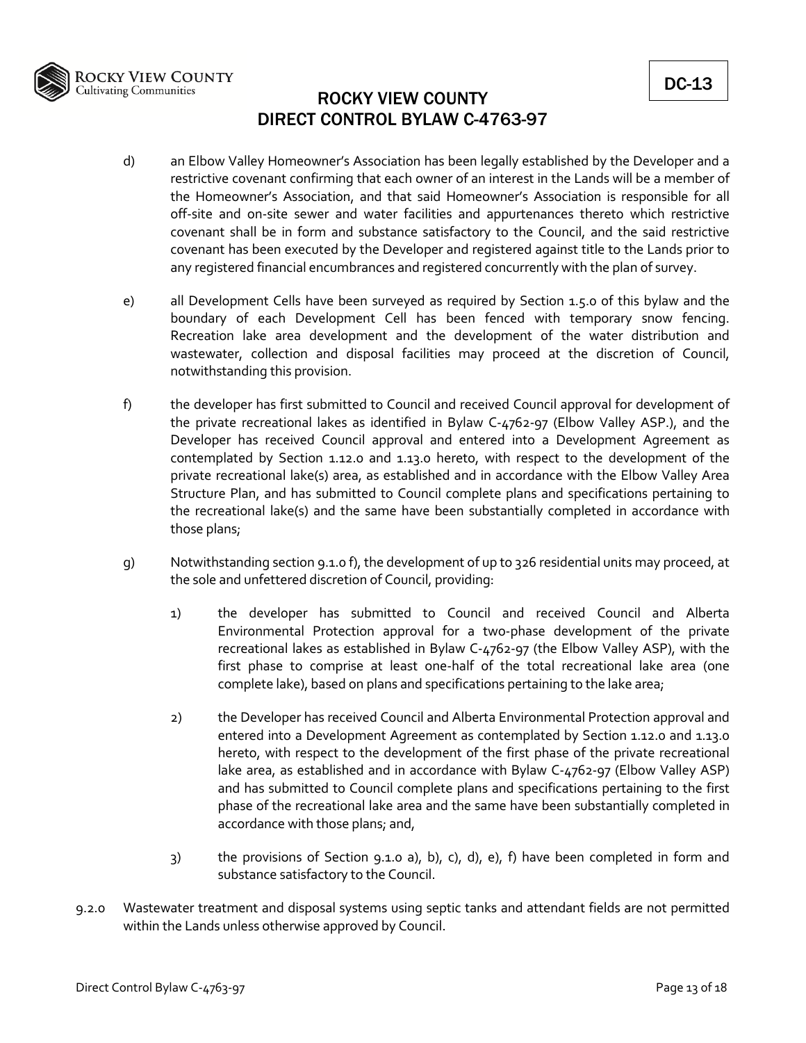d) an Elbow Valley Homeowner's Association has been legally established by the Developer and a restrictive covenant confirming that each owner of an interest in the Lands will be a member of the Homeowner's Association, and that said Homeowner's Association is responsible for all off-site and on-site sewer and water facilities and appurtenances thereto which restrictive covenant shall be in form and substance satisfactory to the Council, and the said restrictive covenant has been executed by the Developer and registered against title to the Lands prior to any registered financial encumbrances and registered concurrently with the plan of survey.

e) all Development Cells have been surveyed as required by Section 1.5.0 of this bylaw and the boundary of each Development Cell has been fenced with temporary snow fencing. Recreation lake area development and the development of the water distribution and wastewater, collection and disposal facilities may proceed at the discretion of Council, notwithstanding this provision.

f) the developer has first submitted to Council and received Council approval for development of the private recreational lakes as identified in Bylaw C-4762-97 (Elbow Valley ASP.), and the Developer has received Council approval and entered into a Development Agreement as contemplated by Section 1.12.0 and 1.13.0 hereto, with respect to the development of the private recreational lake(s) area, as established and in accordance with the Elbow Valley Area Structure Plan, and has submitted to Council complete plans and specifications pertaining to the recreational lake(s) and the same have been substantially completed in accordance with those plans;

g) Notwithstanding section 9.1.0 f), the development of up to 326 residential units may proceed, at the sole and unfettered discretion of Council, providing:

   1) the developer has submitted to Council and received Council and Alberta Environmental Protection approval for a two-phase development of the private recreational lakes as established in Bylaw C-4762-97 (the Elbow Valley ASP), with the first phase to comprise at least one-half of the total recreational lake area (one complete lake), based on plans and specifications pertaining to the lake area;

   2) the Developer has received Council and Alberta Environmental Protection approval and entered into a Development Agreement as contemplated by Section 1.12.0 and 1.13.0 hereto, with respect to the development of the first phase of the private recreational lake area, as established and in accordance with Bylaw C-4762-97 (Elbow Valley ASP) and has submitted to Council complete plans and specifications pertaining to the first phase of the recreational lake area and the same have been substantially completed in accordance with those plans; and,

   3) the provisions of Section 9.1.0 a), b), c), d), e), f) have been completed in form and substance satisfactory to the Council.

9.2.0 Wastewater treatment and disposal systems using septic tanks and attendant fields are not permitted within the Lands unless otherwise approved by Council.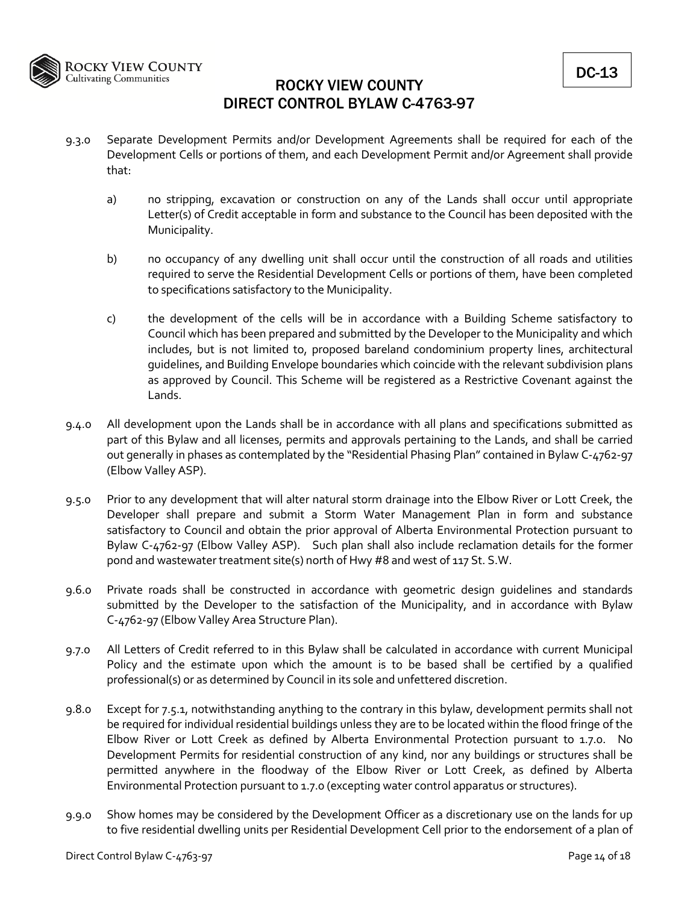9.3.0 Separate Development Permits and/or Development Agreements shall be required for each of the Development Cells or portions of them, and each Development Permit and/or Agreement shall provide that:

a) no stripping, excavation or construction on any of the Lands shall occur until appropriate Letter(s) of Credit acceptable in form and substance to the Council has been deposited with the Municipality.

b) no occupancy of any dwelling unit shall occur until the construction of all roads and utilities required to serve the Residential Development Cells or portions of them, have been completed to specifications satisfactory to the Municipality.

c) the development of the cells will be in accordance with a Building Scheme satisfactory to Council which has been prepared and submitted by the Developer to the Municipality and which includes, but is not limited to, proposed bareland condominium property lines, architectural guidelines, and Building Envelope boundaries which coincide with the relevant subdivision plans as approved by Council. This Scheme will be registered as a Restrictive Covenant against the Lands.

9.4.0 All development upon the Lands shall be in accordance with all plans and specifications submitted as part of this Bylaw and all licenses, permits and approvals pertaining to the Lands, and shall be carried out generally in phases as contemplated by the "Residential Phasing Plan" contained in Bylaw C-4762-97 (Elbow Valley ASP).

9.5.0 Prior to any development that will alter natural storm drainage into the Elbow River or Lott Creek, the Developer shall prepare and submit a Storm Water Management Plan in form and substance satisfactory to Council and obtain the prior approval of Alberta Environmental Protection pursuant to Bylaw C-4762-97 (Elbow Valley ASP). Such plan shall also include reclamation details for the former pond and wastewater treatment site(s) north of Hwy #8 and west of 117 St. S.W.

9.6.0 Private roads shall be constructed in accordance with geometric design guidelines and standards submitted by the Developer to the satisfaction of the Municipality, and in accordance with Bylaw C-4762-97 (Elbow Valley Area Structure Plan).

9.7.0 All Letters of Credit referred to in this Bylaw shall be calculated in accordance with current Municipal Policy and the estimate upon which the amount is to be based shall be certified by a qualified professional(s) or as determined by Council in its sole and unfettered discretion.

9.8.0 Except for 7.5.1, notwithstanding anything to the contrary in this bylaw, development permits shall not be required for individual residential buildings unless they are to be located within the flood fringe of the Elbow River or Lott Creek as defined by Alberta Environmental Protection pursuant to 1.7.0. No Development Permits for residential construction of any kind, nor any buildings or structures shall be permitted anywhere in the floodway of the Elbow River or Lott Creek, as defined by Alberta Environmental Protection pursuant to 1.7.0 (excepting water control apparatus or structures).

9.9.0 Show homes may be considered by the Development Officer as a discretionary use on the lands for up to five residential dwelling units per Residential Development Cell prior to the endorsement of a plan of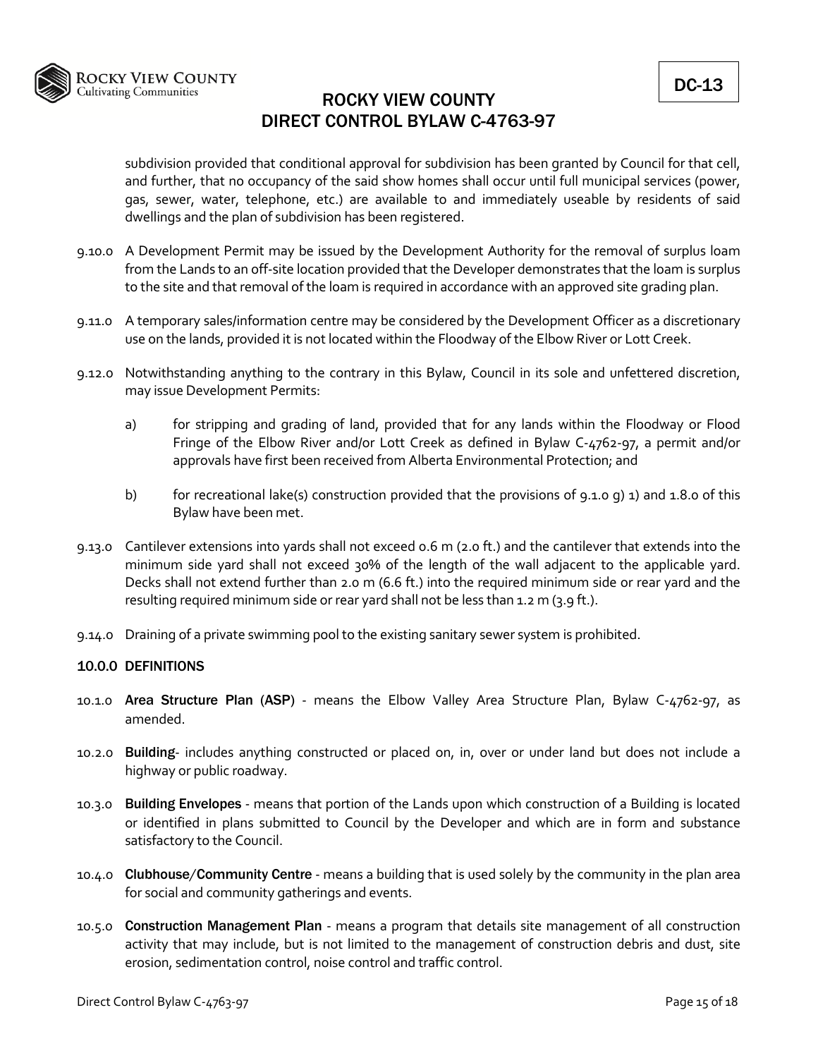subdivision provided that conditional approval for subdivision has been granted by Council for that cell, and further, that no occupancy of the said show homes shall occur until full municipal services (power, gas, sewer, water, telephone, etc.) are available to and immediately useable by residents of said dwellings and the plan of subdivision has been registered.

9.10.0 A Development Permit may be issued by the Development Authority for the removal of surplus loam from the Lands to an off-site location provided that the Developer demonstrates that the loam is surplus to the site and that removal of the loam is required in accordance with an approved site grading plan.

9.11.0 A temporary sales/information centre may be considered by the Development Officer as a discretionary use on the lands, provided it is not located within the Floodway of the Elbow River or Lott Creek.

9.12.0 Notwithstanding anything to the contrary in this Bylaw, Council in its sole and unfettered discretion, may issue Development Permits:

a) for stripping and grading of land, provided that for any lands within the Floodway or Flood Fringe of the Elbow River and/or Lott Creek as defined in Bylaw C-4762-97, a permit and/or approvals have first been received from Alberta Environmental Protection; and

b) for recreational lake(s) construction provided that the provisions of 9.1.0 g) 1) and 1.8.0 of this Bylaw have been met.

9.13.0 Cantilever extensions into yards shall not exceed 0.6 m (2.0 ft.) and the cantilever that extends into the minimum side yard shall not exceed 30% of the length of the wall adjacent to the applicable yard. Decks shall not extend further than 2.0 m (6.6 ft.) into the required minimum side or rear yard and the resulting required minimum side or rear yard shall not be less than 1.2 m (3.9 ft.).

9.14.0 Draining of a private swimming pool to the existing sanitary sewer system is prohibited.

## 10.0.0 DEFINITIONS

10.1.0 **Area Structure Plan (ASP)** - means the Elbow Valley Area Structure Plan, Bylaw C-4762-97, as amended.

10.2.0 **Building**- includes anything constructed or placed on, in, over or under land but does not include a highway or public roadway.

10.3.0 **Building Envelopes** - means that portion of the Lands upon which construction of a Building is located or identified in plans submitted to Council by the Developer and which are in form and substance satisfactory to the Council.

10.4.0 **Clubhouse/Community Centre** - means a building that is used solely by the community in the plan area for social and community gatherings and events.

10.5.0 **Construction Management Plan** - means a program that details site management of all construction activity that may include, but is not limited to the management of construction debris and dust, site erosion, sedimentation control, noise control and traffic control.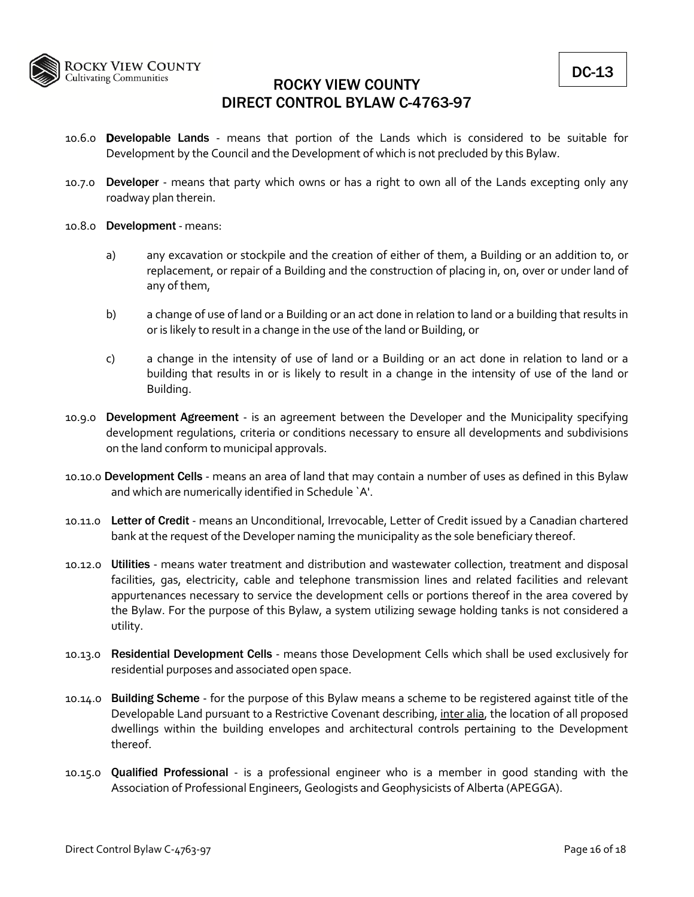10.6.0 **Developable Lands** - means that portion of the Lands which is considered to be suitable for Development by the Council and the Development of which is not precluded by this Bylaw.

10.7.0 **Developer** - means that party which owns or has a right to own all of the Lands excepting only any roadway plan therein.

10.8.0 **Development** - means:

a) any excavation or stockpile and the creation of either of them, a Building or an addition to, or replacement, or repair of a Building and the construction of placing in, on, over or under land of any of them,

b) a change of use of land or a Building or an act done in relation to land or a building that results in or is likely to result in a change in the use of the land or Building, or

c) a change in the intensity of use of land or a Building or an act done in relation to land or a building that results in or is likely to result in a change in the intensity of use of the land or Building.

10.9.0 **Development Agreement** - is an agreement between the Developer and the Municipality specifying development regulations, criteria or conditions necessary to ensure all developments and subdivisions on the land conform to municipal approvals.

10.10.0 **Development Cells** - means an area of land that may contain a number of uses as defined in this Bylaw and which are numerically identified in Schedule `A'.

10.11.0 **Letter of Credit** - means an Unconditional, Irrevocable, Letter of Credit issued by a Canadian chartered bank at the request of the Developer naming the municipality as the sole beneficiary thereof.

10.12.0 **Utilities** - means water treatment and distribution and wastewater collection, treatment and disposal facilities, gas, electricity, cable and telephone transmission lines and related facilities and relevant appurtenances necessary to service the development cells or portions thereof in the area covered by the Bylaw. For the purpose of this Bylaw, a system utilizing sewage holding tanks is not considered a utility.

10.13.0 **Residential Development Cells** - means those Development Cells which shall be used exclusively for residential purposes and associated open space.

10.14.0 **Building Scheme** - for the purpose of this Bylaw means a scheme to be registered against title of the Developable Land pursuant to a Restrictive Covenant describing, inter alia, the location of all proposed dwellings within the building envelopes and architectural controls pertaining to the Development thereof.

10.15.0 **Qualified Professional** - is a professional engineer who is a member in good standing with the Association of Professional Engineers, Geologists and Geophysicists of Alberta (APEGGA).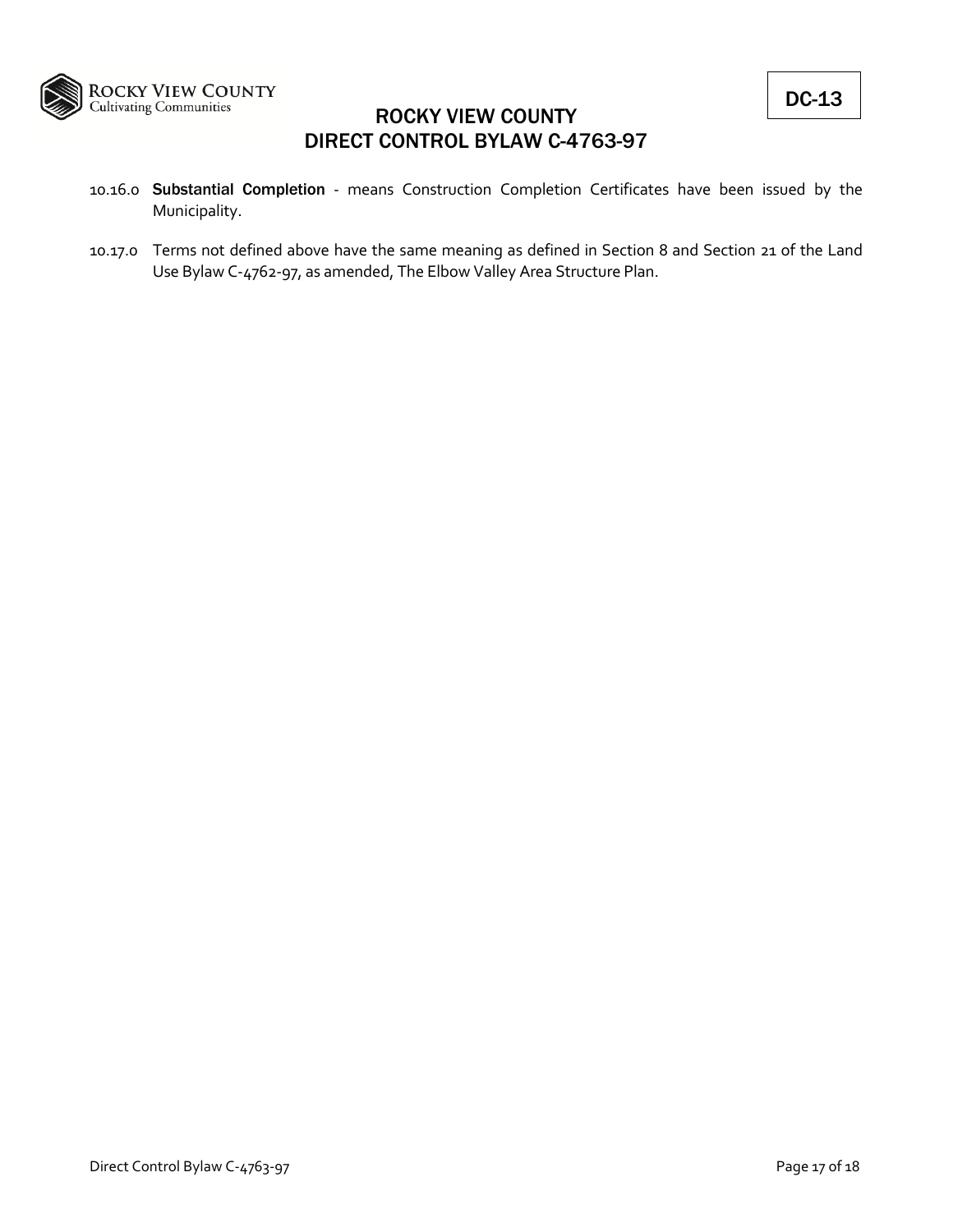10.16.0 **Substantial Completion** - means Construction Completion Certificates have been issued by the Municipality.

10.17.0 Terms not defined above have the same meaning as defined in Section 8 and Section 21 of the Land Use Bylaw C-4762-97, as amended, The Elbow Valley Area Structure Plan.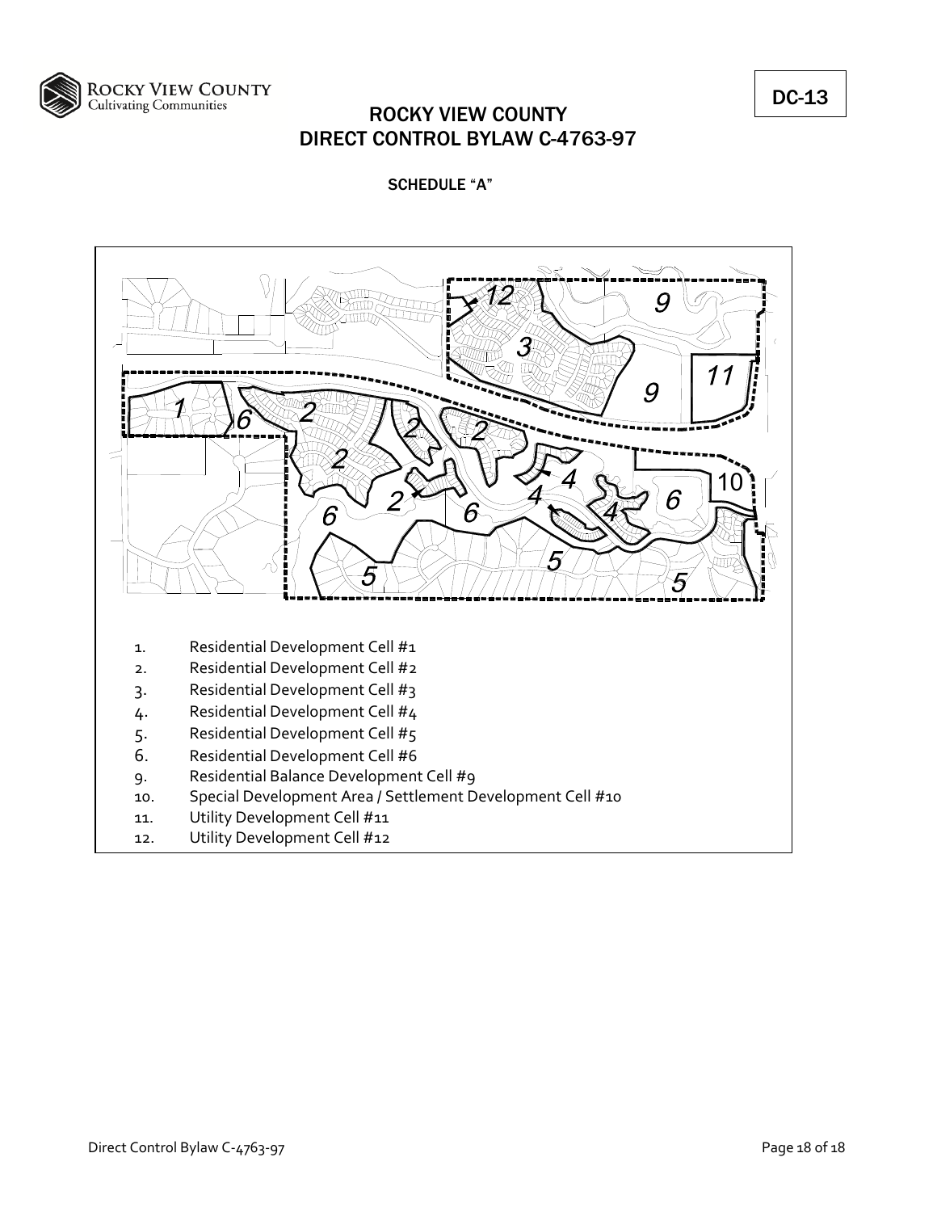DC-13

# ROCKY VIEW COUNTY
# DIRECT CONTROL BYLAW C-4763-97

## SCHEDULE "A"

12

9

3

11

9

1

6

2

2

2

2

4

10

4

6

2

6

6

4

5

5

5

1. Residential Development Cell #1
2. Residential Development Cell #2
3. Residential Development Cell #3
4. Residential Development Cell #4
5. Residential Development Cell #5
6. Residential Development Cell #6
9. Residential Balance Development Cell #9
10. Special Development Area / Settlement Development Cell #10
11. Utility Development Cell #11
12. Utility Development Cell #12